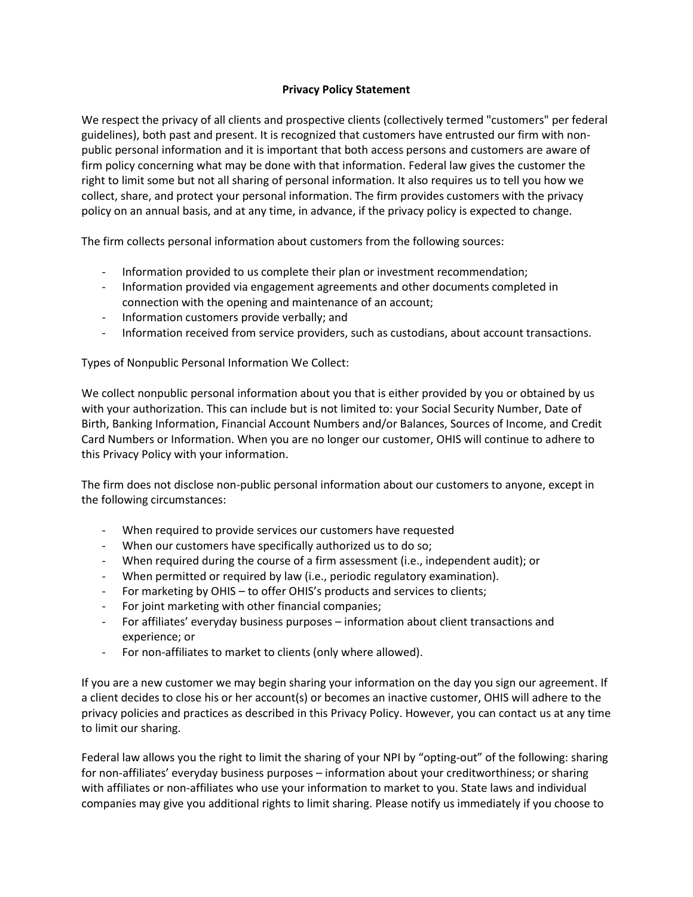**Privacy Policy Statement**

We respect the privacy of all clients and prospective clients (collectively termed "customers" per federal guidelines), both past and present. It is recognized that customers have entrusted our firm with non-public personal information and it is important that both access persons and customers are aware of firm policy concerning what may be done with that information. Federal law gives the customer the right to limit some but not all sharing of personal information. It also requires us to tell you how we collect, share, and protect your personal information. The firm provides customers with the privacy policy on an annual basis, and at any time, in advance, if the privacy policy is expected to change.

The firm collects personal information about customers from the following sources:

- Information provided to us complete their plan or investment recommendation;
- Information provided via engagement agreements and other documents completed in connection with the opening and maintenance of an account;
- Information customers provide verbally; and
- Information received from service providers, such as custodians, about account transactions.

Types of Nonpublic Personal Information We Collect:

We collect nonpublic personal information about you that is either provided by you or obtained by us with your authorization. This can include but is not limited to: your Social Security Number, Date of Birth, Banking Information, Financial Account Numbers and/or Balances, Sources of Income, and Credit Card Numbers or Information. When you are no longer our customer, OHIS will continue to adhere to this Privacy Policy with your information.

The firm does not disclose non-public personal information about our customers to anyone, except in the following circumstances:

- When required to provide services our customers have requested
- When our customers have specifically authorized us to do so;
- When required during the course of a firm assessment (i.e., independent audit); or
- When permitted or required by law (i.e., periodic regulatory examination).
- For marketing by OHIS – to offer OHIS's products and services to clients;
- For joint marketing with other financial companies;
- For affiliates' everyday business purposes – information about client transactions and experience; or
- For non-affiliates to market to clients (only where allowed).

If you are a new customer we may begin sharing your information on the day you sign our agreement. If a client decides to close his or her account(s) or becomes an inactive customer, OHIS will adhere to the privacy policies and practices as described in this Privacy Policy. However, you can contact us at any time to limit our sharing.

Federal law allows you the right to limit the sharing of your NPI by "opting-out" of the following: sharing for non-affiliates' everyday business purposes – information about your creditworthiness; or sharing with affiliates or non-affiliates who use your information to market to you. State laws and individual companies may give you additional rights to limit sharing. Please notify us immediately if you choose to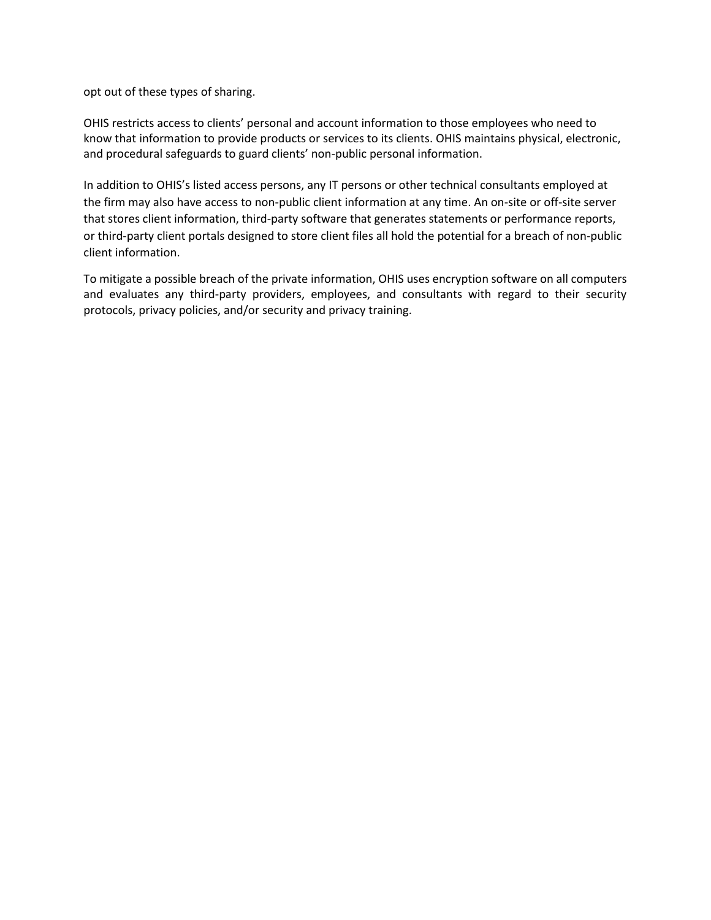opt out of these types of sharing.

OHIS restricts access to clients' personal and account information to those employees who need to know that information to provide products or services to its clients. OHIS maintains physical, electronic, and procedural safeguards to guard clients' non-public personal information.

In addition to OHIS's listed access persons, any IT persons or other technical consultants employed at the firm may also have access to non-public client information at any time. An on-site or off-site server that stores client information, third-party software that generates statements or performance reports, or third-party client portals designed to store client files all hold the potential for a breach of non-public client information.

To mitigate a possible breach of the private information, OHIS uses encryption software on all computers and evaluates any third-party providers, employees, and consultants with regard to their security protocols, privacy policies, and/or security and privacy training.